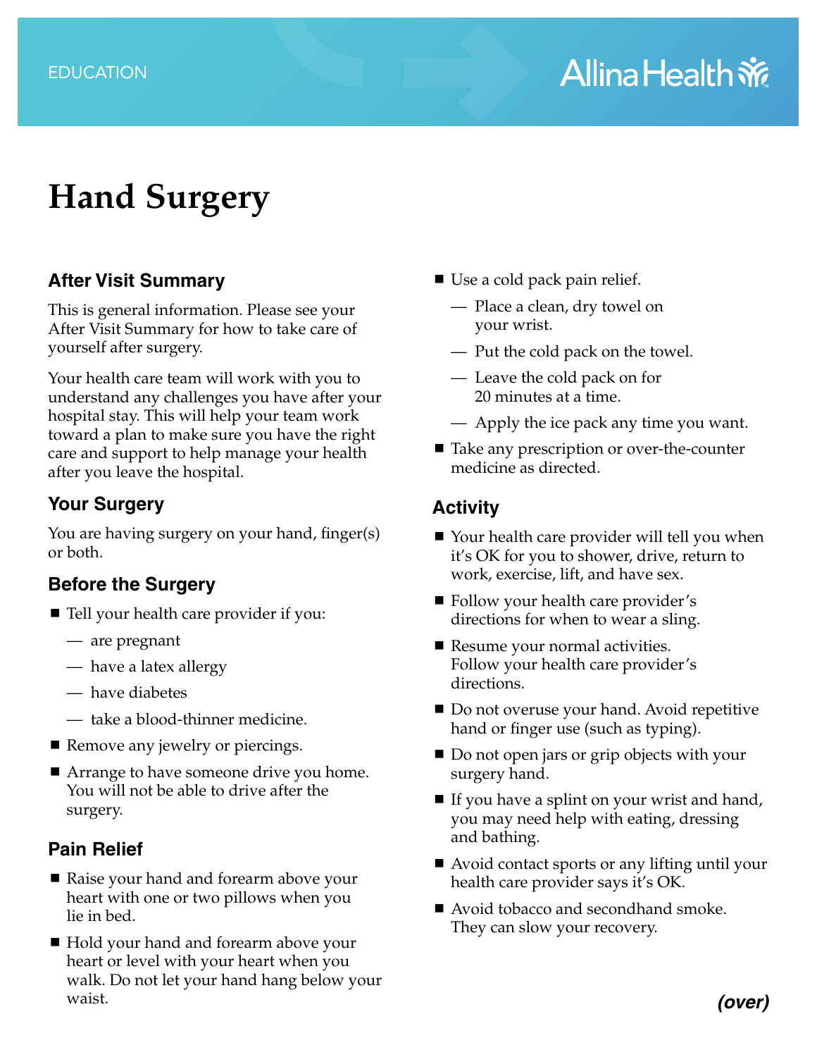EDUCATION

Allina Health

# Hand Surgery

## After Visit Summary

This is general information. Please see your After Visit Summary for how to take care of yourself after surgery.

Your health care team will work with you to understand any challenges you have after your hospital stay. This will help your team work toward a plan to make sure you have the right care and support to help manage your health after you leave the hospital.

## Your Surgery

You are having surgery on your hand, finger(s) or both.

## Before the Surgery

- Tell your health care provider if you:
  - are pregnant
  - have a latex allergy
  - have diabetes
  - take a blood-thinner medicine.
- Remove any jewelry or piercings.
- Arrange to have someone drive you home. You will not be able to drive after the surgery.

## Pain Relief

- Raise your hand and forearm above your heart with one or two pillows when you lie in bed.
- Hold your hand and forearm above your heart or level with your heart when you walk. Do not let your hand hang below your waist.
- Use a cold pack pain relief.
  - Place a clean, dry towel on your wrist.
  - Put the cold pack on the towel.
  - Leave the cold pack on for 20 minutes at a time.
  - Apply the ice pack any time you want.
- Take any prescription or over-the-counter medicine as directed.

## Activity

- Your health care provider will tell you when it's OK for you to shower, drive, return to work, exercise, lift, and have sex.
- Follow your health care provider's directions for when to wear a sling.
- Resume your normal activities. Follow your health care provider's directions.
- Do not overuse your hand. Avoid repetitive hand or finger use (such as typing).
- Do not open jars or grip objects with your surgery hand.
- If you have a splint on your wrist and hand, you may need help with eating, dressing and bathing.
- Avoid contact sports or any lifting until your health care provider says it's OK.
- Avoid tobacco and secondhand smoke. They can slow your recovery.

***(over)***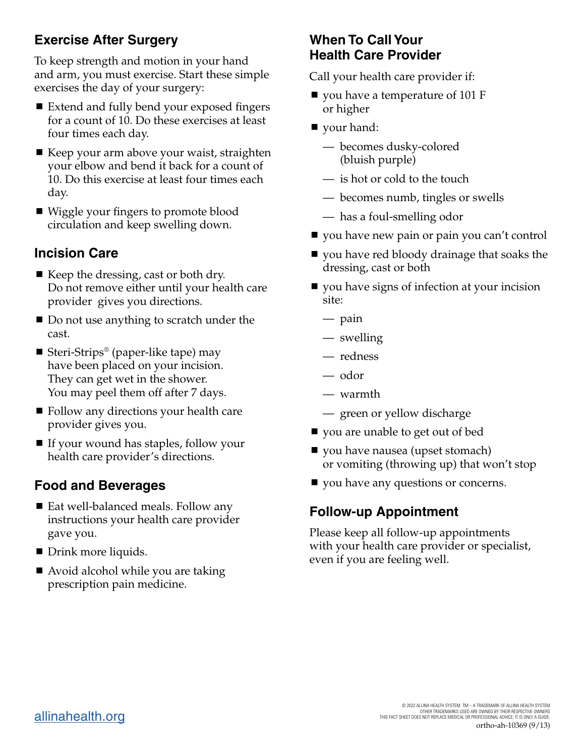## Exercise After Surgery

To keep strength and motion in your hand and arm, you must exercise. Start these simple exercises the day of your surgery:

- Extend and fully bend your exposed fingers for a count of 10. Do these exercises at least four times each day.
- Keep your arm above your waist, straighten your elbow and bend it back for a count of 10. Do this exercise at least four times each day.
- Wiggle your fingers to promote blood circulation and keep swelling down.

## Incision Care

- Keep the dressing, cast or both dry. Do not remove either until your health care provider gives you directions.
- Do not use anything to scratch under the cast.
- Steri-Strips® (paper-like tape) may have been placed on your incision. They can get wet in the shower. You may peel them off after 7 days.
- Follow any directions your health care provider gives you.
- If your wound has staples, follow your health care provider's directions.

## Food and Beverages

- Eat well-balanced meals. Follow any instructions your health care provider gave you.
- Drink more liquids.
- Avoid alcohol while you are taking prescription pain medicine.

## When To Call Your Health Care Provider

Call your health care provider if:

- you have a temperature of 101 F or higher
- your hand:
  - becomes dusky-colored (bluish purple)
  - is hot or cold to the touch
  - becomes numb, tingles or swells
  - has a foul-smelling odor
- you have new pain or pain you can't control
- you have red bloody drainage that soaks the dressing, cast or both
- you have signs of infection at your incision site:
  - pain
  - swelling
  - redness
  - odor
  - warmth
  - green or yellow discharge
- you are unable to get out of bed
- you have nausea (upset stomach) or vomiting (throwing up) that won't stop
- you have any questions or concerns.

## Follow-up Appointment

Please keep all follow-up appointments with your health care provider or specialist, even if you are feeling well.

allinahealth.org

© 2022 ALLINA HEALTH SYSTEM. TM – A TRADEMARK OF ALLINA HEALTH SYSTEM
OTHER TRADEMARKS USED ARE OWNED BY THEIR RESPECTIVE OWNERS
THIS FACT SHEET DOES NOT REPLACE MEDICAL OR PROFESSIONAL ADVICE; IT IS ONLY A GUIDE.
ortho-ah-10369 (9/13)